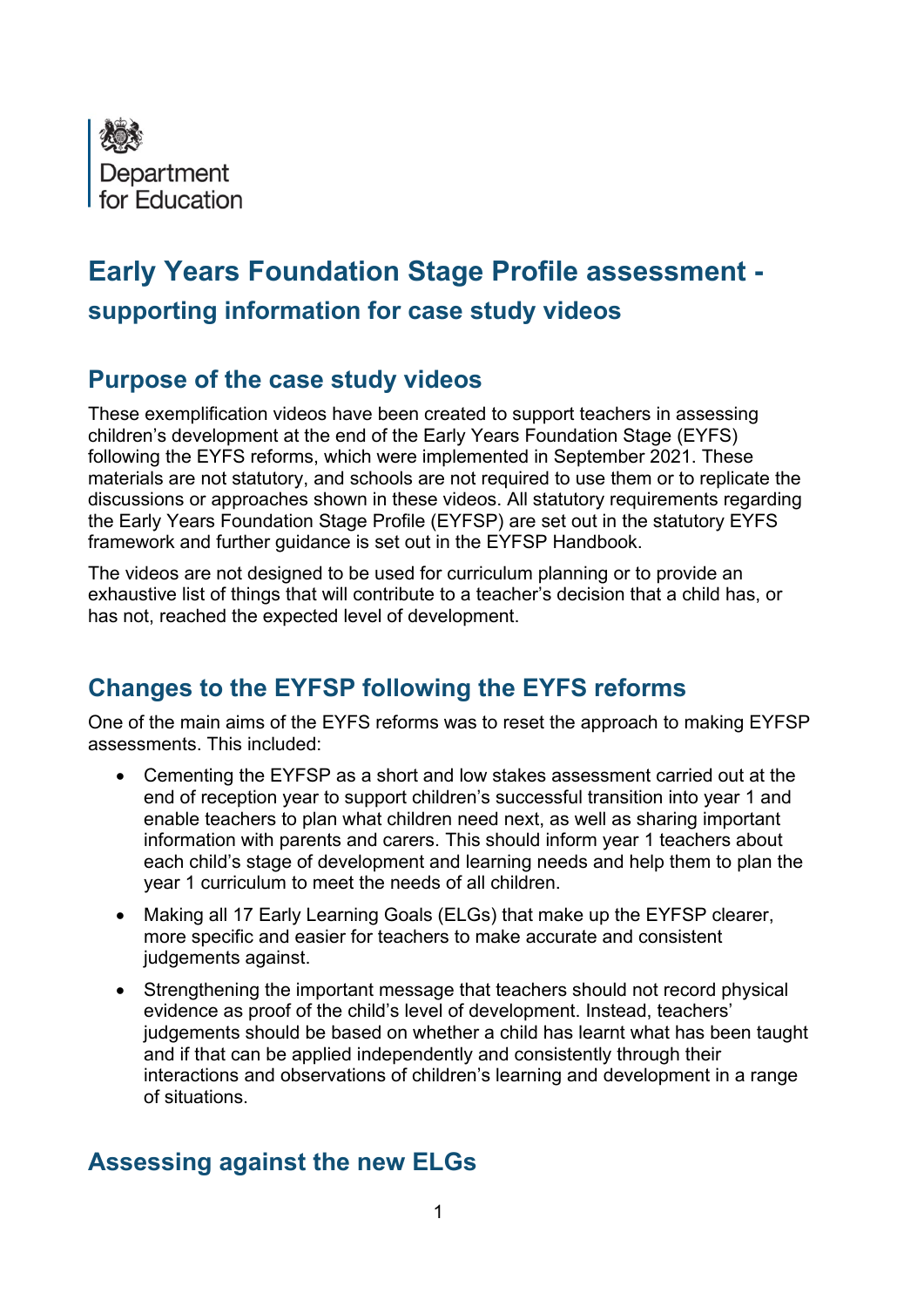Department for Education

# Early Years Foundation Stage Profile assessment - supporting information for case study videos

## Purpose of the case study videos

These exemplification videos have been created to support teachers in assessing children's development at the end of the Early Years Foundation Stage (EYFS) following the EYFS reforms, which were implemented in September 2021. These materials are not statutory, and schools are not required to use them or to replicate the discussions or approaches shown in these videos. All statutory requirements regarding the Early Years Foundation Stage Profile (EYFSP) are set out in the statutory EYFS framework and further guidance is set out in the EYFSP Handbook.

The videos are not designed to be used for curriculum planning or to provide an exhaustive list of things that will contribute to a teacher's decision that a child has, or has not, reached the expected level of development.

## Changes to the EYFSP following the EYFS reforms

One of the main aims of the EYFS reforms was to reset the approach to making EYFSP assessments. This included:

- Cementing the EYFSP as a short and low stakes assessment carried out at the end of reception year to support children's successful transition into year 1 and enable teachers to plan what children need next, as well as sharing important information with parents and carers. This should inform year 1 teachers about each child's stage of development and learning needs and help them to plan the year 1 curriculum to meet the needs of all children.
- Making all 17 Early Learning Goals (ELGs) that make up the EYFSP clearer, more specific and easier for teachers to make accurate and consistent judgements against.
- Strengthening the important message that teachers should not record physical evidence as proof of the child's level of development. Instead, teachers' judgements should be based on whether a child has learnt what has been taught and if that can be applied independently and consistently through their interactions and observations of children's learning and development in a range of situations.

## Assessing against the new ELGs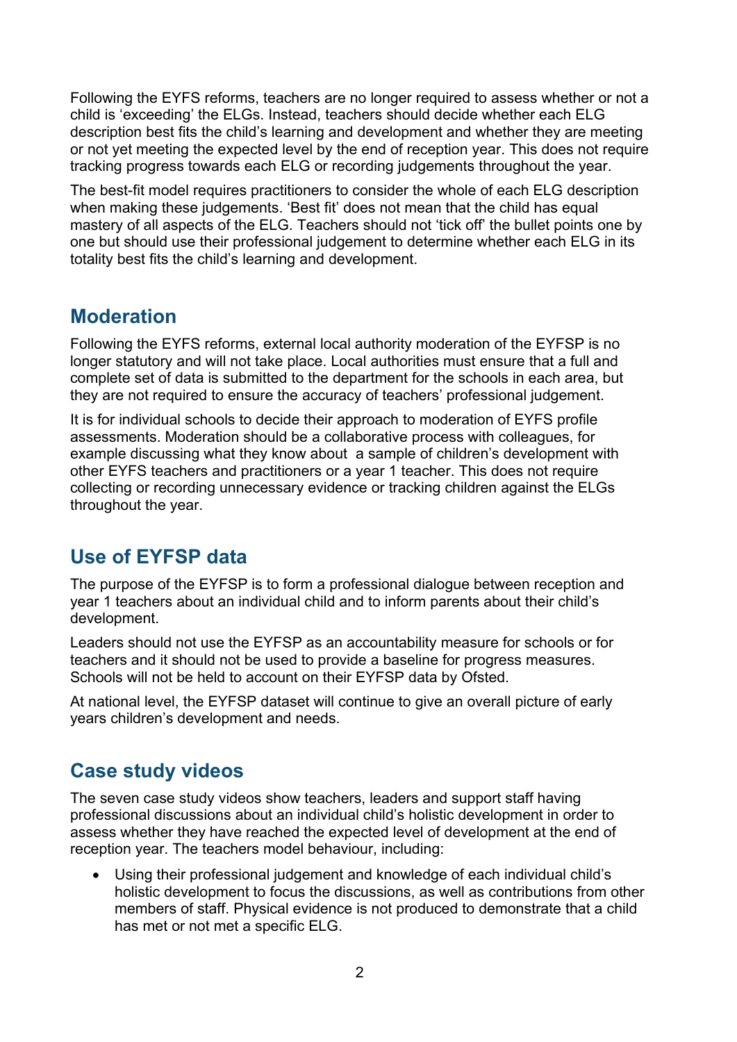Following the EYFS reforms, teachers are no longer required to assess whether or not a child is 'exceeding' the ELGs. Instead, teachers should decide whether each ELG description best fits the child's learning and development and whether they are meeting or not yet meeting the expected level by the end of reception year. This does not require tracking progress towards each ELG or recording judgements throughout the year.

The best-fit model requires practitioners to consider the whole of each ELG description when making these judgements. 'Best fit' does not mean that the child has equal mastery of all aspects of the ELG. Teachers should not 'tick off' the bullet points one by one but should use their professional judgement to determine whether each ELG in its totality best fits the child's learning and development.

## Moderation

Following the EYFS reforms, external local authority moderation of the EYFSP is no longer statutory and will not take place. Local authorities must ensure that a full and complete set of data is submitted to the department for the schools in each area, but they are not required to ensure the accuracy of teachers' professional judgement.

It is for individual schools to decide their approach to moderation of EYFS profile assessments. Moderation should be a collaborative process with colleagues, for example discussing what they know about a sample of children's development with other EYFS teachers and practitioners or a year 1 teacher. This does not require collecting or recording unnecessary evidence or tracking children against the ELGs throughout the year.

## Use of EYFSP data

The purpose of the EYFSP is to form a professional dialogue between reception and year 1 teachers about an individual child and to inform parents about their child's development.

Leaders should not use the EYFSP as an accountability measure for schools or for teachers and it should not be used to provide a baseline for progress measures. Schools will not be held to account on their EYFSP data by Ofsted.

At national level, the EYFSP dataset will continue to give an overall picture of early years children's development and needs.

## Case study videos

The seven case study videos show teachers, leaders and support staff having professional discussions about an individual child's holistic development in order to assess whether they have reached the expected level of development at the end of reception year. The teachers model behaviour, including:

- Using their professional judgement and knowledge of each individual child's holistic development to focus the discussions, as well as contributions from other members of staff. Physical evidence is not produced to demonstrate that a child has met or not met a specific ELG.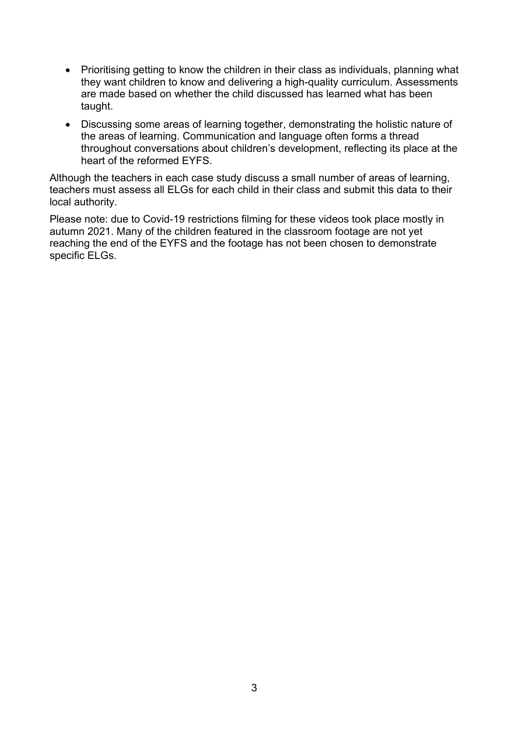- Prioritising getting to know the children in their class as individuals, planning what they want children to know and delivering a high-quality curriculum. Assessments are made based on whether the child discussed has learned what has been taught.
- Discussing some areas of learning together, demonstrating the holistic nature of the areas of learning. Communication and language often forms a thread throughout conversations about children's development, reflecting its place at the heart of the reformed EYFS.

Although the teachers in each case study discuss a small number of areas of learning, teachers must assess all ELGs for each child in their class and submit this data to their local authority.

Please note: due to Covid-19 restrictions filming for these videos took place mostly in autumn 2021. Many of the children featured in the classroom footage are not yet reaching the end of the EYFS and the footage has not been chosen to demonstrate specific ELGs.